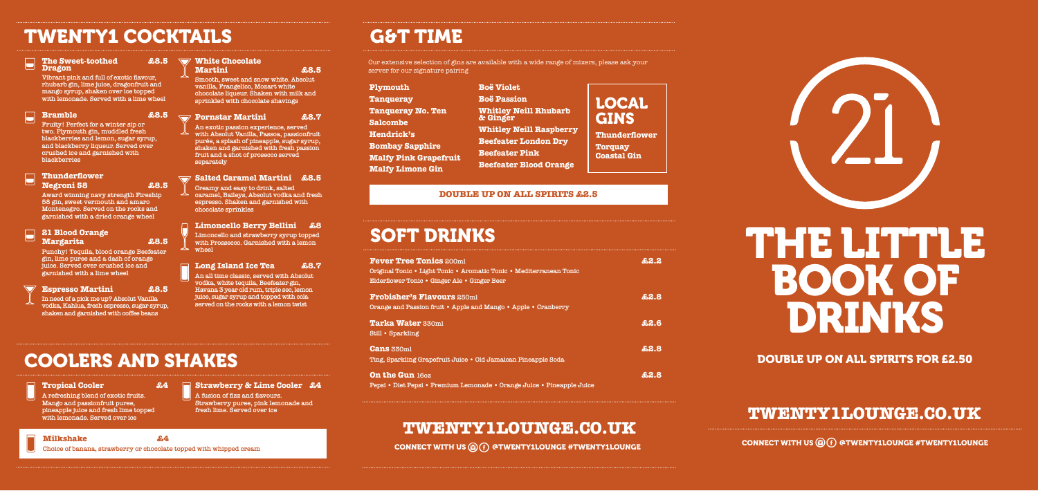# TWENTY1 COCKTAILS

**The Sweet-toothed Dragon** £8.5
Vibrant pink and full of exotic flavour, rhubarb gin, lime juice, dragonfruit and mango syrup, shaken over ice topped with lemonade. Served with a lime wheel

**Bramble** £8.5
Fruity! Perfect for a winter sip or two. Plymouth gin, muddled fresh blackberries and lemon, sugar syrup, and blackberry liqueur. Served over crushed ice and garnished with blackberries

**Thunderflower Negroni 58** £8.5
Award winning navy strength Fireship 58 gin, sweet vermouth and amaro Montenegro. Served on the rocks and garnished with a dried orange wheel

**21 Blood Orange Margarita** £8.5
Punchy! Tequila, blood orange Beefeater gin, lime puree and a dash of orange juice. Served over crushed ice and garnished with a lime wheel

**Espresso Martini** £8.5
In need of a pick me up? Absolut Vanilla vodka, Kahlua, fresh espresso, sugar syrup, shaken and garnished with coffee beans

**White Chocolate Martini** £8.5
Smooth, sweet and snow white. Absolut vanilla, Frangelico, Mozart white chocolate liqueur. Shaken with milk and sprinkled with chocolate shavings

**Pornstar Martini** £8.7
An exotic passion experience, served with Absolut Vanilla, Passoa, passionfruit purée, a splash of pineapple, sugar syrup, shaken and garnished with fresh passion fruit and a shot of prosecco served separately

**Salted Caramel Martini** £8.5
Creamy and easy to drink, salted caramel, Baileys, Absolut vodka and fresh espresso. Shaken and garnished with chocolate sprinkles

**Limoncello Berry Bellini** £8
Limoncello and strawberry syrup topped with Prossecco. Garnished with a lemon wheel

**Long Island Ice Tea** £8.7
An all time classic, served with Absolut vodka, white tequila, Beefeater gin, Havana 3 year old rum, triple sec, lemon juice, sugar syrup and topped with cola served on the rocks with a lemon twist

# COOLERS AND SHAKES

**Tropical Cooler** £4
A refreshing blend of exotic fruits. Mango and passionfruit puree, pineapple juice and fresh lime topped with lemonade. Served over ice

**Strawberry & Lime Cooler** £4
A fusion of fizz and flavours. Strawberry puree, pink lemonade and fresh lime. Served over ice

**Milkshake** £4
Choice of banana, strawberry or chocolate topped with whipped cream

# G&T TIME

Our extensive selection of gins are available with a wide range of mixers, please ask your server for our signature pairing

- Plymouth
- Tanqueray
- Tanqueray No. Ten
- Salcombe
- Hendrick's
- Bombay Sapphire
- Malfy Pink Grapefruit
- Malfy Limone Gin
- Boë Violet
- Boë Passion
- Whitley Neill Rhubarb & Ginger
- Whitley Neill Raspberry
- Beefeater London Dry
- Beefeater Pink
- Beefeater Blood Orange

## LOCAL GINS

- Thunderflower
- Torquay Coastal Gin

**DOUBLE UP ON ALL SPIRITS £2.5**

# SOFT DRINKS

**Fever Tree Tonics** 200ml £2.2
Original Tonic • Light Tonic • Aromatic Tonic • Mediterranean Tonic
Elderflower Tonic • Ginger Ale • Ginger Beer

**Frobisher's Flavours** 250ml £2.8
Orange and Passion fruit • Apple and Mango • Apple • Cranberry

**Tarka Water** 330ml £2.6
Still • Sparkling

**Cans** 330ml £2.8
Ting, Sparkling Grapefruit Juice • Old Jamaican Pineapple Soda

**On the Gun** 16oz £2.8
Pepsi • Diet Pepsi • Premium Lemonade • Orange Juice • Pineapple Juice

## TWENTY1LOUNGE.CO.UK

CONNECT WITH US @TWENTY1LOUNGE #TWENTY1LOUNGE

21

# THE LITTLE BOOK OF DRINKS

**DOUBLE UP ON ALL SPIRITS FOR £2.50**

## TWENTY1LOUNGE.CO.UK

CONNECT WITH US @TWENTY1LOUNGE #TWENTY1LOUNGE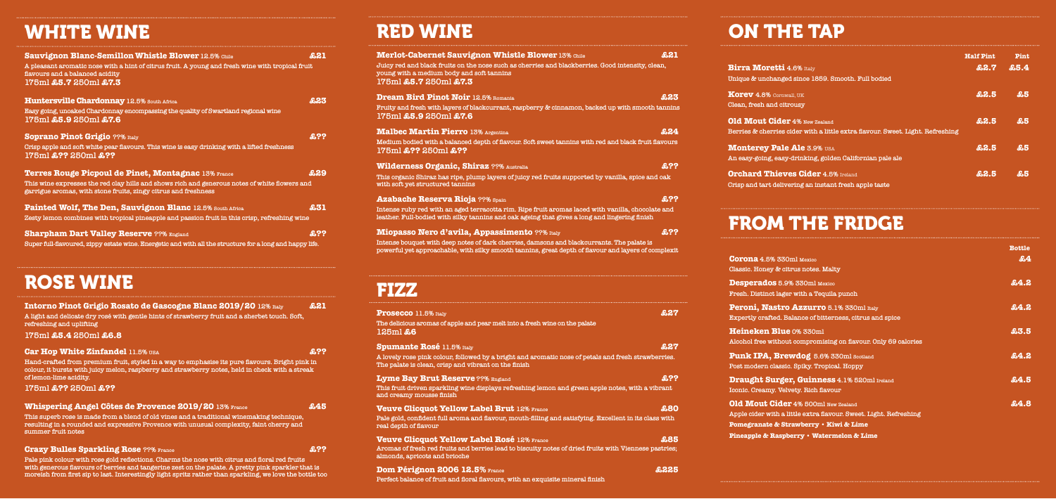# WHITE WINE

**Sauvignon Blanc-Semillon Whistle Blower** 12.5% Chile — **£21**

A pleasant aromatic nose with a hint of citrus fruit. A young and fresh wine with tropical fruit flavours and a balanced acidity

175ml **£5.7** 250ml **£7.3**

**Huntersville Chardonnay** 12.5% South Africa — **£23**

Easy going, unoaked Chardonnay encompassing the quality of Swartland regional wine

175ml **£5.9** 250ml **£7.6**

**Soprano Pinot Grigio** ??% Italy — **£??**

Crisp apple and soft white pear flavours. This wine is easy drinking with a lifted freshness

175ml **£??** 250ml **£??**

**Terres Rouge Picpoul de Pinet, Montagnac** 13% France — **£29**

This wine expresses the red clay hills and shows rich and generous notes of white flowers and garrigue aromas, with stone fruits, zingy citrus and freshness

**Painted Wolf, The Den, Sauvignon Blanc** 12.5% South Africa — **£31**

Zesty lemon combines with tropical pineapple and passion fruit in this crisp, refreshing wine

**Sharpham Dart Valley Reserve** ??% England — **£??**

Super full-flavoured, zippy estate wine. Energetic and with all the structure for a long and happy life.

# ROSE WINE

**Intorno Pinot Grigio Rosato de Gascogne Blanc 2019/20** 12% Italy — **£21**

A light and delicate dry rosé with gentle hints of strawberry fruit and a sherbet touch. Soft, refreshing and uplifting

175ml **£5.4** 250ml **£6.8**

**Car Hop White Zinfandel** 11.5% USA — **£??**

Hand-crafted from premium fruit, styled in a way to emphasise its pure flavours. Bright pink in colour, it bursts with juicy melon, raspberry and strawberry notes, held in check with a streak of lemon-lime acidity.

175ml **£??** 250ml **£??**

**Whispering Angel Côtes de Provence 2019/20** 13% France — **£45**

This superb rose is made from a blend of old vines and a traditional winemaking technique, resulting in a rounded and expressive Provence with unusual complexity, faint cherry and summer fruit notes

**Crazy Bulles Sparkling Rose** ??% France — **£??**

Pale pink colour with rose gold reflections. Charms the nose with citrus and floral red fruits with generous flavours of berries and tangerine zest on the palate. A pretty pink sparkler that is moreish from first sip to last. Interestingly light spritz rather than sparkling, we love the bottle too

# RED WINE

**Merlot-Cabernet Sauvignon Whistle Blower** 13% Chile — **£21**

Juicy red and black fruits on the nose such as cherries and blackberries. Good intensity, clean, young with a medium body and soft tannins

175ml **£5.7** 250ml **£7.3**

**Dream Bird Pinot Noir** 12.5% Romania — **£23**

Fruity and fresh with layers of blackcurrant, raspberry & cinnamon, backed up with smooth tannins

175ml **£5.9** 250ml **£7.6**

**Malbec Martin Fierro** 13% Argentina — **£24**

Medium bodied with a balanced depth of flavour. Soft sweet tannins with red and black fruit flavours

175ml **£??** 250ml **£??**

**Wilderness Organic, Shiraz** ??% Australia — **£??**

This organic Shiraz has ripe, plump layers of juicy red fruits supported by vanilla, spice and oak with soft yet structured tannins

**Azabache Reserva Rioja** ??% Spain — **£??**

Intense ruby red with an aged terracotta rim. Ripe fruit aromas laced with vanilla, chocolate and leather. Full-bodied with silky tannins and oak ageing that gives a long and lingering finish

**Miopasso Nero d'avila, Appassimento** ??% Italy — **£??**

Intense bouquet with deep notes of dark cherries, damsons and blackcurrants. The palate is powerful yet approachable, with silky smooth tannins, great depth of flavour and layers of complexit

# FIZZ

**Prosecco** 11.5% Italy — **£27**

The delicious aromas of apple and pear melt into a fresh wine on the palate

125ml **£6**

**Spumante Rosé** 11.5% Italy — **£27**

A lovely rose pink colour, followed by a bright and aromatic nose of petals and fresh strawberries. The palate is clean, crisp and vibrant on the finish

**Lyme Bay Brut Reserve** ??% England — **£??**

This fruit driven sparkling wine displays refreshing lemon and green apple notes, with a vibrant and creamy mousse finish

**Veuve Clicquot Yellow Label Brut** 12% France — **£80**

Pale gold, confident full aroma and flavour, mouth-filling and satisfying. Excellent in its class with real depth of flavour

**Veuve Clicquot Yellow Label Rosé** 12% France — **£85**

Aromas of fresh red fruits and berries lead to biscuity notes of dried fruits with Viennese pastries; almonds, apricots and brioche

**Dom Pérignon 2006 12.5%** France — **£225**

Perfect balance of fruit and floral flavours, with an exquisite mineral finish

# ON THE TAP

| | Half Pint | Pint |
|---|---|---|
| **Birra Moretti** 4.6% Italy<br>Unique & unchanged since 1859. Smooth. Full bodied | £2.7 | £5.4 |
| **Korev** 4.8% Cornwall, UK<br>Clean, fresh and citrousy | £2.5 | £5 |
| **Old Mout Cider** 4% New Zealand<br>Berries & cherries cider with a little extra flavour. Sweet. Light. Refreshing | £2.5 | £5 |
| **Monterey Pale Ale** 3.9% USA<br>An easy-going, easy-drinking, golden Californian pale ale | £2.5 | £5 |
| **Orchard Thieves Cider** 4.5% Ireland<br>Crisp and tart delivering an instant fresh apple taste | £2.5 | £5 |

# FROM THE FRIDGE

| | Bottle |
|---|---|
| **Corona** 4.5% 330ml Mexico<br>Classic. Honey & citrus notes. Malty | £4 |
| **Desperados** 5.9% 330ml Mexico<br>Fresh. Distinct lager with a Tequila punch | £4.2 |
| **Peroni, Nastro Azzurro** 5.1% 330ml Italy<br>Expertly crafted. Balance of bitterness, citrus and spice | £4.2 |
| **Heineken Blue** 0% 330ml<br>Alcohol free without compromising on flavour. Only 69 calories | £3.5 |
| **Punk IPA, Brewdog** 5.6% 330ml Scotland<br>Post modern classic. Spiky. Tropical. Hoppy | £4.2 |
| **Draught Surger, Guinness** 4.1% 520ml Ireland<br>Iconic. Creamy. Velvety. Rich flavour | £4.5 |
| **Old Mout Cider** 4% 500ml New Zealand<br>Apple cider with a little extra flavour. Sweet. Light. Refreshing<br>**Pomegranate & Strawberry • Kiwi & Lime**<br>**Pineapple & Raspberry • Watermelon & Lime** | £4.8 |